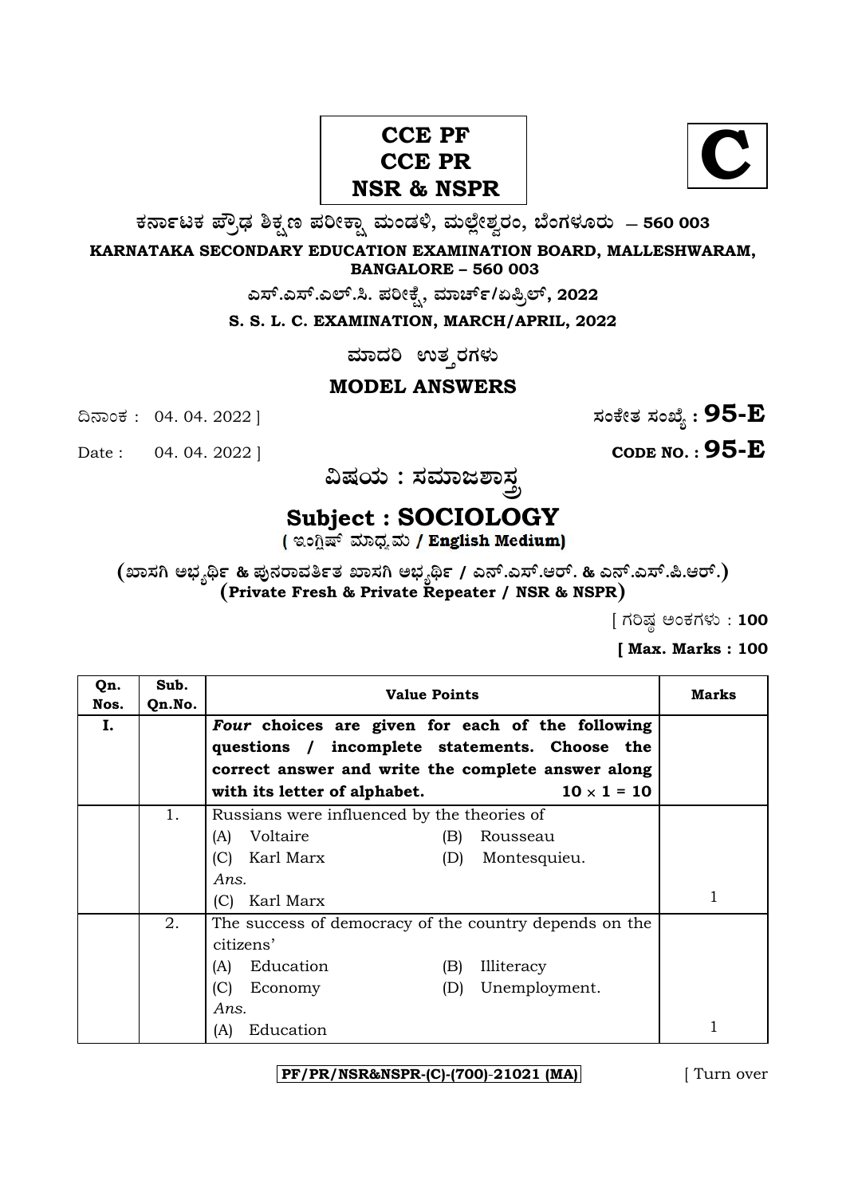**CCE PF**
**CCE PR**
**NSR & NSPR**

**C**

**ಕರ್ನಾಟಕ ಪ್ರೌಢ ಶಿಕ್ಷಣ ಪರೀಕ್ಷಾ ಮಂಡಳಿ, ಮಲ್ಲೇಶ್ವರಂ, ಬೆಂಗಳೂರು – 560 003**

**KARNATAKA SECONDARY EDUCATION EXAMINATION BOARD, MALLESHWARAM, BANGALORE – 560 003**

**ಎಸ್.ಎಸ್.ಎಲ್.ಸಿ. ಪರೀಕ್ಷೆ, ಮಾರ್ಚ್/ಏಪ್ರಿಲ್, 2022**

**S. S. L. C. EXAMINATION, MARCH/APRIL, 2022**

**ಮಾದರಿ ಉತ್ತರಗಳು**

**MODEL ANSWERS**

ದಿನಾಂಕ : 04. 04. 2022 ] **ಸಂಕೇತ ಸಂಖ್ಯೆ : 95-E**

Date : 04. 04. 2022 ] **CODE NO. : 95-E**

**ವಿಷಯ : ಸಮಾಜಶಾಸ್ತ್ರ**

# Subject : SOCIOLOGY

**( ಇಂಗ್ಲಿಷ್ ಮಾಧ್ಯಮ / English Medium)**

**(ಖಾಸಗಿ ಅಭ್ಯರ್ಥಿ & ಪುನರಾವರ್ತಿತ ಖಾಸಗಿ ಅಭ್ಯರ್ಥಿ / ಎನ್.ಎಸ್.ಆರ್. & ಎನ್.ಎಸ್.ಪಿ.ಆರ್.)**
**(Private Fresh & Private Repeater / NSR & NSPR)**

[ ಗರಿಷ್ಠ ಅಂಕಗಳು : **100**

**[ Max. Marks : 100**

| Qn. Nos. | Sub. Qn.No. | Value Points | Marks |
|---|---|---|---|
| **I.** | | ***Four* choices are given for each of the following questions / incomplete statements. Choose the correct answer and write the complete answer along with its letter of alphabet.** $10 \times 1 = 10$ | |
| | 1. | Russians were influenced by the theories of<br>(A) Voltaire (B) Rousseau<br>(C) Karl Marx (D) Montesquieu.<br>*Ans.*<br>(C) Karl Marx | 1 |
| | 2. | The success of democracy of the country depends on the citizens'<br>(A) Education (B) Illiteracy<br>(C) Economy (D) Unemployment.<br>*Ans.*<br>(A) Education | 1 |

PF/PR/NSR&NSPR-(C)-(700)-21021 (MA)

[ Turn over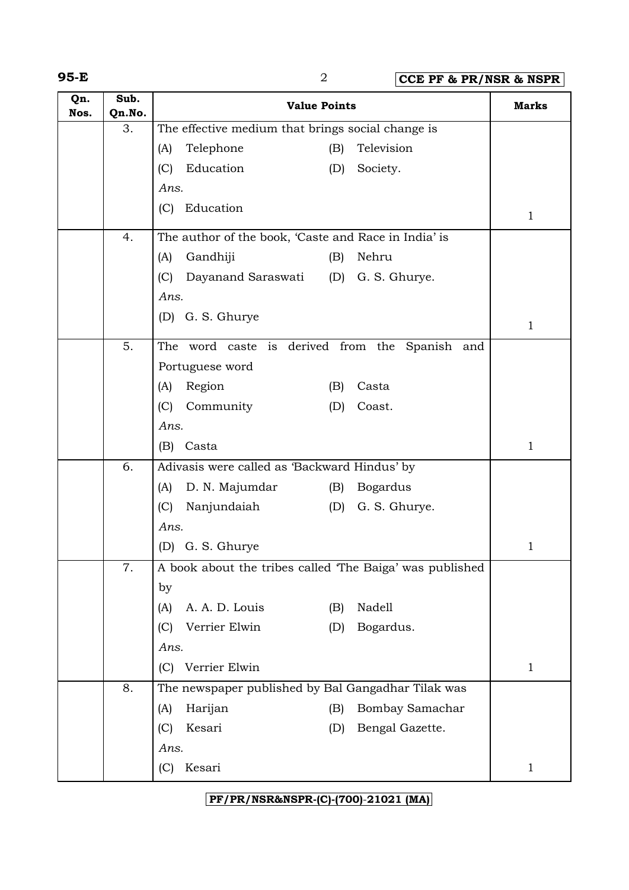| Qn. Nos. | Sub. Qn.No. | Value Points | Marks |
|---|---|---|---|
| | 3. | The effective medium that brings social change is<br>(A) Telephone (B) Television<br>(C) Education (D) Society.<br>*Ans.*<br>(C) Education | 1 |
| | 4. | The author of the book, 'Caste and Race in India' is<br>(A) Gandhiji (B) Nehru<br>(C) Dayanand Saraswati (D) G. S. Ghurye.<br>*Ans.*<br>(D) G. S. Ghurye | 1 |
| | 5. | The word caste is derived from the Spanish and Portuguese word<br>(A) Region (B) Casta<br>(C) Community (D) Coast.<br>*Ans.*<br>(B) Casta | 1 |
| | 6. | Adivasis were called as 'Backward Hindus' by<br>(A) D. N. Majumdar (B) Bogardus<br>(C) Nanjundaiah (D) G. S. Ghurye.<br>*Ans.*<br>(D) G. S. Ghurye | 1 |
| | 7. | A book about the tribes called 'The Baiga' was published by<br>(A) A. A. D. Louis (B) Nadell<br>(C) Verrier Elwin (D) Bogardus.<br>*Ans.*<br>(C) Verrier Elwin | 1 |
| | 8. | The newspaper published by Bal Gangadhar Tilak was<br>(A) Harijan (B) Bombay Samachar<br>(C) Kesari (D) Bengal Gazette.<br>*Ans.*<br>(C) Kesari | 1 |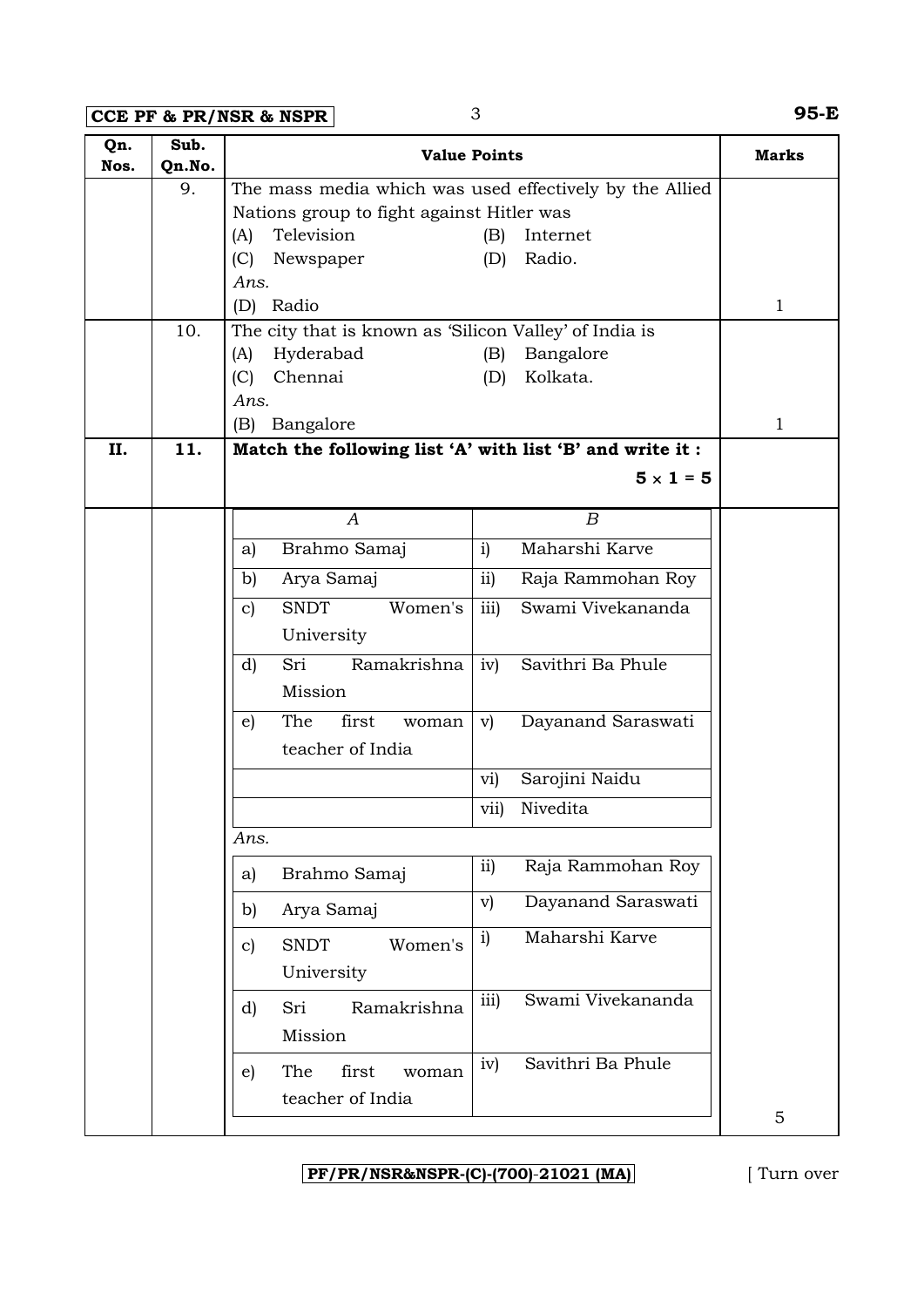| Qn. Nos. | Sub. Qn.No. | Value Points | Marks |
|---|---|---|---|
| | 9. | The mass media which was used effectively by the Allied Nations group to fight against Hitler was<br>(A) Television (B) Internet<br>(C) Newspaper (D) Radio.<br>*Ans.*<br>(D) Radio | 1 |
| | 10. | The city that is known as 'Silicon Valley' of India is<br>(A) Hyderabad (B) Bangalore<br>(C) Chennai (D) Kolkata.<br>*Ans.*<br>(B) Bangalore | 1 |
| **II.** | **11.** | **Match the following list 'A' with list 'B' and write it :** **5 × 1 = 5** | |

| *A* | *B* |
|---|---|
| a) Brahmo Samaj | i) Maharshi Karve |
| b) Arya Samaj | ii) Raja Rammohan Roy |
| c) SNDT Women's University | iii) Swami Vivekananda |
| d) Sri Ramakrishna Mission | iv) Savithri Ba Phule |
| e) The first woman teacher of India | v) Dayanand Saraswati |
| | vi) Sarojini Naidu |
| | vii) Nivedita |

*Ans.*

| | |
|---|---|
| a) Brahmo Samaj | ii) Raja Rammohan Roy |
| b) Arya Samaj | v) Dayanand Saraswati |
| c) SNDT Women's University | i) Maharshi Karve |
| d) Sri Ramakrishna Mission | iii) Swami Vivekananda |
| e) The first woman teacher of India | iv) Savithri Ba Phule |

Marks: 5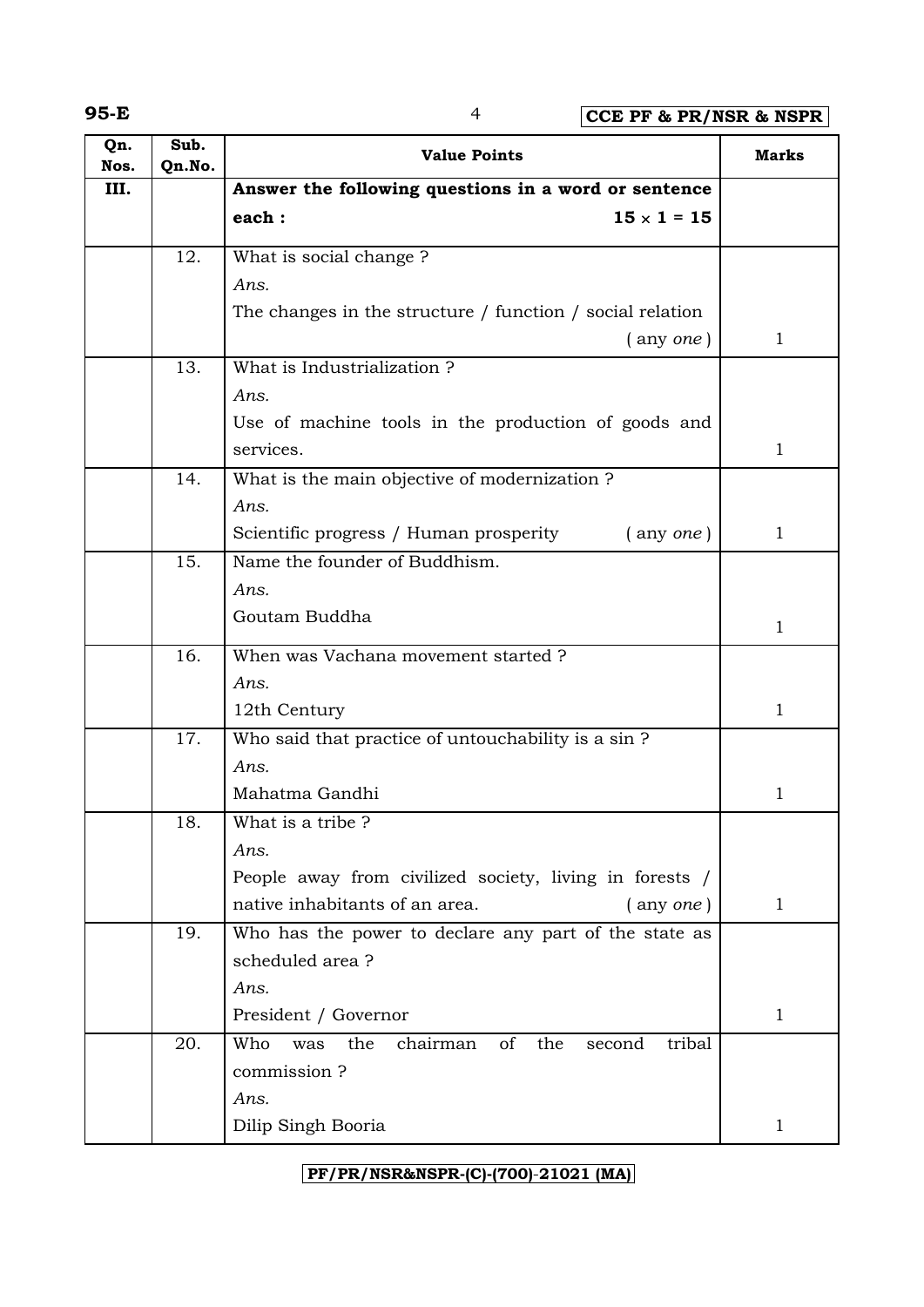| Qn. Nos. | Sub. Qn.No. | Value Points | Marks |
|---|---|---|---|
| III. | | **Answer the following questions in a word or sentence each : 15 × 1 = 15** | |
| | 12. | What is social change ?<br>*Ans.*<br>The changes in the structure / function / social relation ( any *one* ) | 1 |
| | 13. | What is Industrialization ?<br>*Ans.*<br>Use of machine tools in the production of goods and services. | 1 |
| | 14. | What is the main objective of modernization ?<br>*Ans.*<br>Scientific progress / Human prosperity ( any *one* ) | 1 |
| | 15. | Name the founder of Buddhism.<br>*Ans.*<br>Goutam Buddha | 1 |
| | 16. | When was Vachana movement started ?<br>*Ans.*<br>12th Century | 1 |
| | 17. | Who said that practice of untouchability is a sin ?<br>*Ans.*<br>Mahatma Gandhi | 1 |
| | 18. | What is a tribe ?<br>*Ans.*<br>People away from civilized society, living in forests / native inhabitants of an area. ( any *one* ) | 1 |
| | 19. | Who has the power to declare any part of the state as scheduled area ?<br>*Ans.*<br>President / Governor | 1 |
| | 20. | Who was the chairman of the second tribal commission ?<br>*Ans.*<br>Dilip Singh Booria | 1 |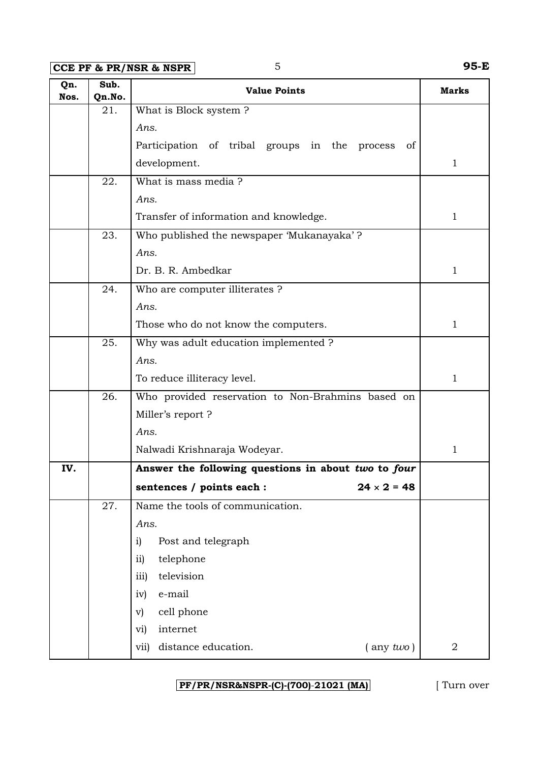| Qn. Nos. | Sub. Qn.No. | Value Points | Marks |
|---|---|---|---|
| | 21. | What is Block system ?<br>*Ans.*<br>Participation of tribal groups in the process of development. | 1 |
| | 22. | What is mass media ?<br>*Ans.*<br>Transfer of information and knowledge. | 1 |
| | 23. | Who published the newspaper 'Mukanayaka' ?<br>*Ans.*<br>Dr. B. R. Ambedkar | 1 |
| | 24. | Who are computer illiterates ?<br>*Ans.*<br>Those who do not know the computers. | 1 |
| | 25. | Why was adult education implemented ?<br>*Ans.*<br>To reduce illiteracy level. | 1 |
| | 26. | Who provided reservation to Non-Brahmins based on Miller's report ?<br>*Ans.*<br>Nalwadi Krishnaraja Wodeyar. | 1 |
| **IV.** | | **Answer the following questions in about *two* to *four* sentences / points each : $24 \times 2 = 48$** | |
| | 27. | Name the tools of communication.<br>*Ans.*<br>i) Post and telegraph<br>ii) telephone<br>iii) television<br>iv) e-mail<br>v) cell phone<br>vi) internet<br>vii) distance education. ( any *two* ) | 2 |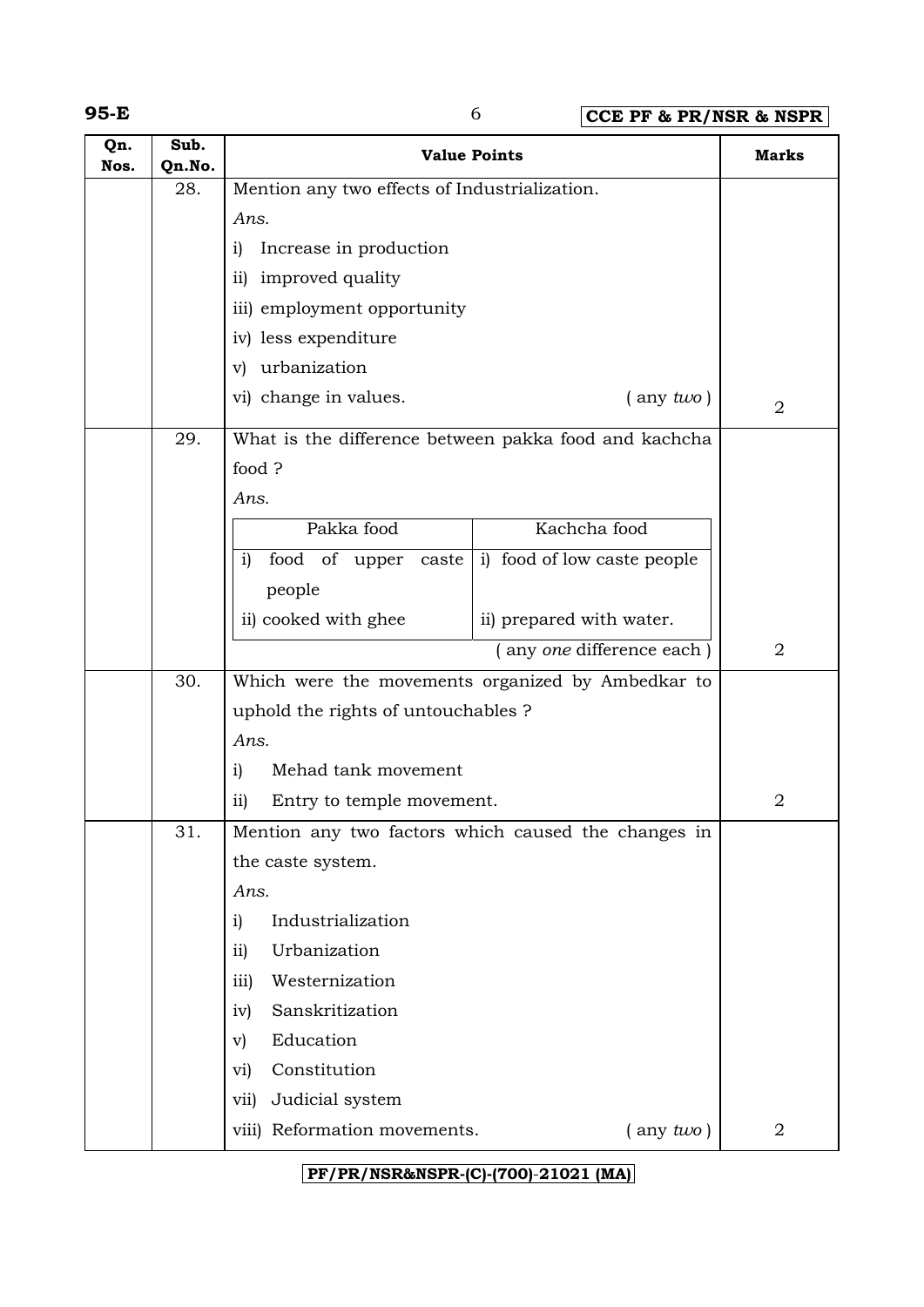| Qn. Nos. | Sub. Qn.No. | Value Points | Marks |
|---|---|---|---|
| | 28. | Mention any two effects of Industrialization.<br>*Ans.*<br>i) Increase in production<br>ii) improved quality<br>iii) employment opportunity<br>iv) less expenditure<br>v) urbanization<br>vi) change in values. ( any *two* ) | 2 |
| | 29. | What is the difference between pakka food and kachcha food ?<br>*Ans.*<br>Pakka food: i) food of upper caste people; ii) cooked with ghee<br>Kachcha food: i) food of low caste people; ii) prepared with water.<br>( any *one* difference each ) | 2 |
| | 30. | Which were the movements organized by Ambedkar to uphold the rights of untouchables ?<br>*Ans.*<br>i) Mehad tank movement<br>ii) Entry to temple movement. | 2 |
| | 31. | Mention any two factors which caused the changes in the caste system.<br>*Ans.*<br>i) Industrialization<br>ii) Urbanization<br>iii) Westernization<br>iv) Sanskritization<br>v) Education<br>vi) Constitution<br>vii) Judicial system<br>viii) Reformation movements. ( any *two* ) | 2 |

Table for Q. 29:

| Pakka food | Kachcha food |
|---|---|
| i) food of upper caste people | i) food of low caste people |
| ii) cooked with ghee | ii) prepared with water. |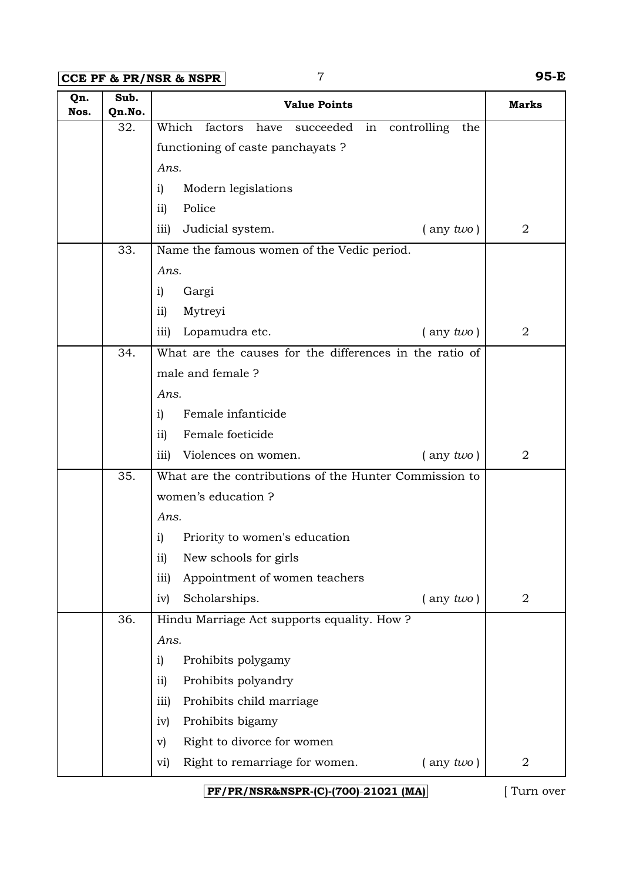| Qn. Nos. | Sub. Qn.No. | Value Points | Marks |
|---|---|---|---|
| | 32. | Which factors have succeeded in controlling the functioning of caste panchayats ?<br>*Ans.*<br>i) Modern legislations<br>ii) Police<br>iii) Judicial system. ( any *two* ) | 2 |
| | 33. | Name the famous women of the Vedic period.<br>*Ans.*<br>i) Gargi<br>ii) Mytreyi<br>iii) Lopamudra etc. ( any *two* ) | 2 |
| | 34. | What are the causes for the differences in the ratio of male and female ?<br>*Ans.*<br>i) Female infanticide<br>ii) Female foeticide<br>iii) Violences on women. ( any *two* ) | 2 |
| | 35. | What are the contributions of the Hunter Commission to women's education ?<br>*Ans.*<br>i) Priority to women's education<br>ii) New schools for girls<br>iii) Appointment of women teachers<br>iv) Scholarships. ( any *two* ) | 2 |
| | 36. | Hindu Marriage Act supports equality. How ?<br>*Ans.*<br>i) Prohibits polygamy<br>ii) Prohibits polyandry<br>iii) Prohibits child marriage<br>iv) Prohibits bigamy<br>v) Right to divorce for women<br>vi) Right to remarriage for women. ( any *two* ) | 2 |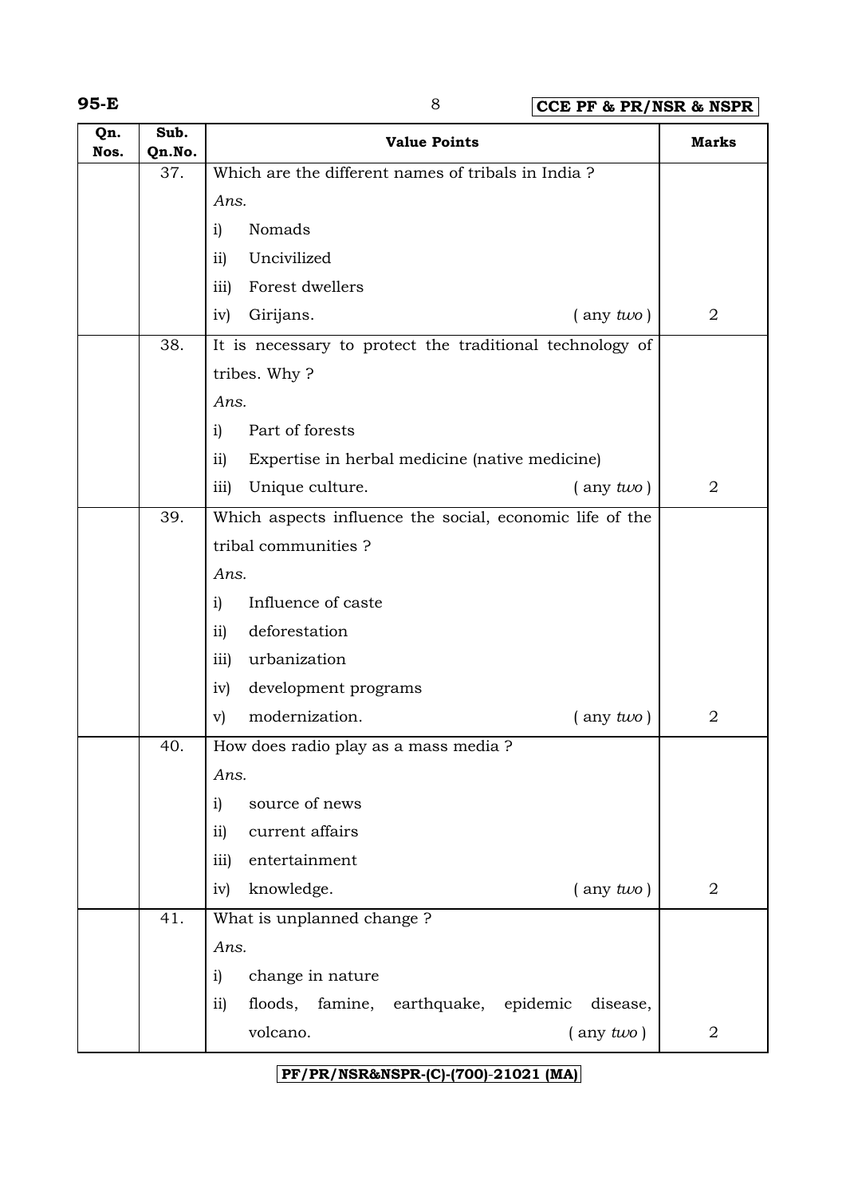| Qn. Nos. | Sub. Qn.No. | Value Points | Marks |
|---|---|---|---|
| | 37. | Which are the different names of tribals in India ?<br>*Ans.*<br>i) Nomads<br>ii) Uncivilized<br>iii) Forest dwellers<br>iv) Girijans. ( any *two* ) | 2 |
| | 38. | It is necessary to protect the traditional technology of tribes. Why ?<br>*Ans.*<br>i) Part of forests<br>ii) Expertise in herbal medicine (native medicine)<br>iii) Unique culture. ( any *two* ) | 2 |
| | 39. | Which aspects influence the social, economic life of the tribal communities ?<br>*Ans.*<br>i) Influence of caste<br>ii) deforestation<br>iii) urbanization<br>iv) development programs<br>v) modernization. ( any *two* ) | 2 |
| | 40. | How does radio play as a mass media ?<br>*Ans.*<br>i) source of news<br>ii) current affairs<br>iii) entertainment<br>iv) knowledge. ( any *two* ) | 2 |
| | 41. | What is unplanned change ?<br>*Ans.*<br>i) change in nature<br>ii) floods, famine, earthquake, epidemic disease, volcano. ( any *two* ) | 2 |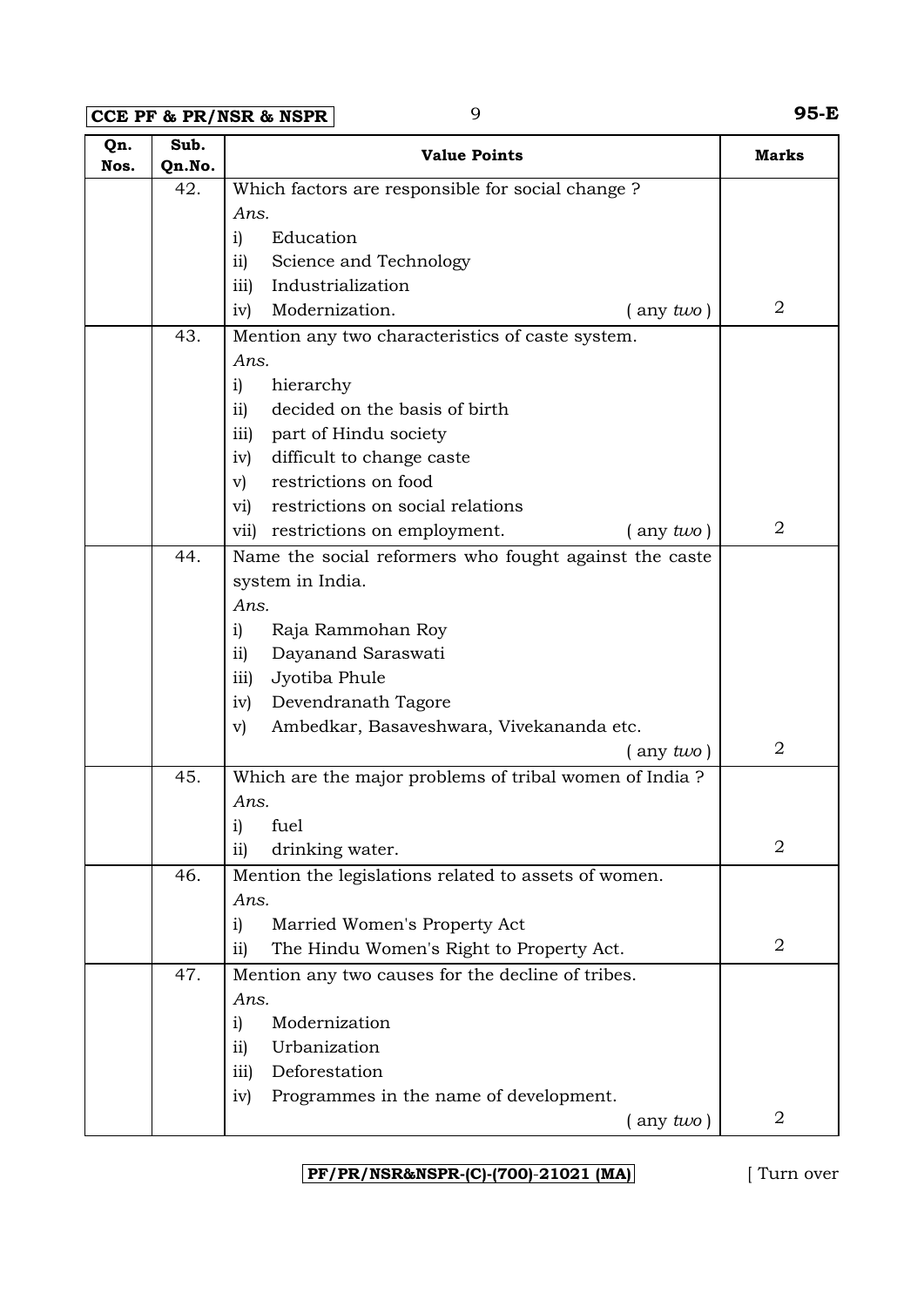| Qn. Nos. | Sub. Qn.No. | Value Points | Marks |
|---|---|---|---|
| | 42. | Which factors are responsible for social change ?<br>*Ans.*<br>i) Education<br>ii) Science and Technology<br>iii) Industrialization<br>iv) Modernization. ( any *two* ) | 2 |
| | 43. | Mention any two characteristics of caste system.<br>*Ans.*<br>i) hierarchy<br>ii) decided on the basis of birth<br>iii) part of Hindu society<br>iv) difficult to change caste<br>v) restrictions on food<br>vi) restrictions on social relations<br>vii) restrictions on employment. ( any *two* ) | 2 |
| | 44. | Name the social reformers who fought against the caste system in India.<br>*Ans.*<br>i) Raja Rammohan Roy<br>ii) Dayanand Saraswati<br>iii) Jyotiba Phule<br>iv) Devendranath Tagore<br>v) Ambedkar, Basaveshwara, Vivekananda etc. ( any *two* ) | 2 |
| | 45. | Which are the major problems of tribal women of India ?<br>*Ans.*<br>i) fuel<br>ii) drinking water. | 2 |
| | 46. | Mention the legislations related to assets of women.<br>*Ans.*<br>i) Married Women's Property Act<br>ii) The Hindu Women's Right to Property Act. | 2 |
| | 47. | Mention any two causes for the decline of tribes.<br>*Ans.*<br>i) Modernization<br>ii) Urbanization<br>iii) Deforestation<br>iv) Programmes in the name of development. ( any *two* ) | 2 |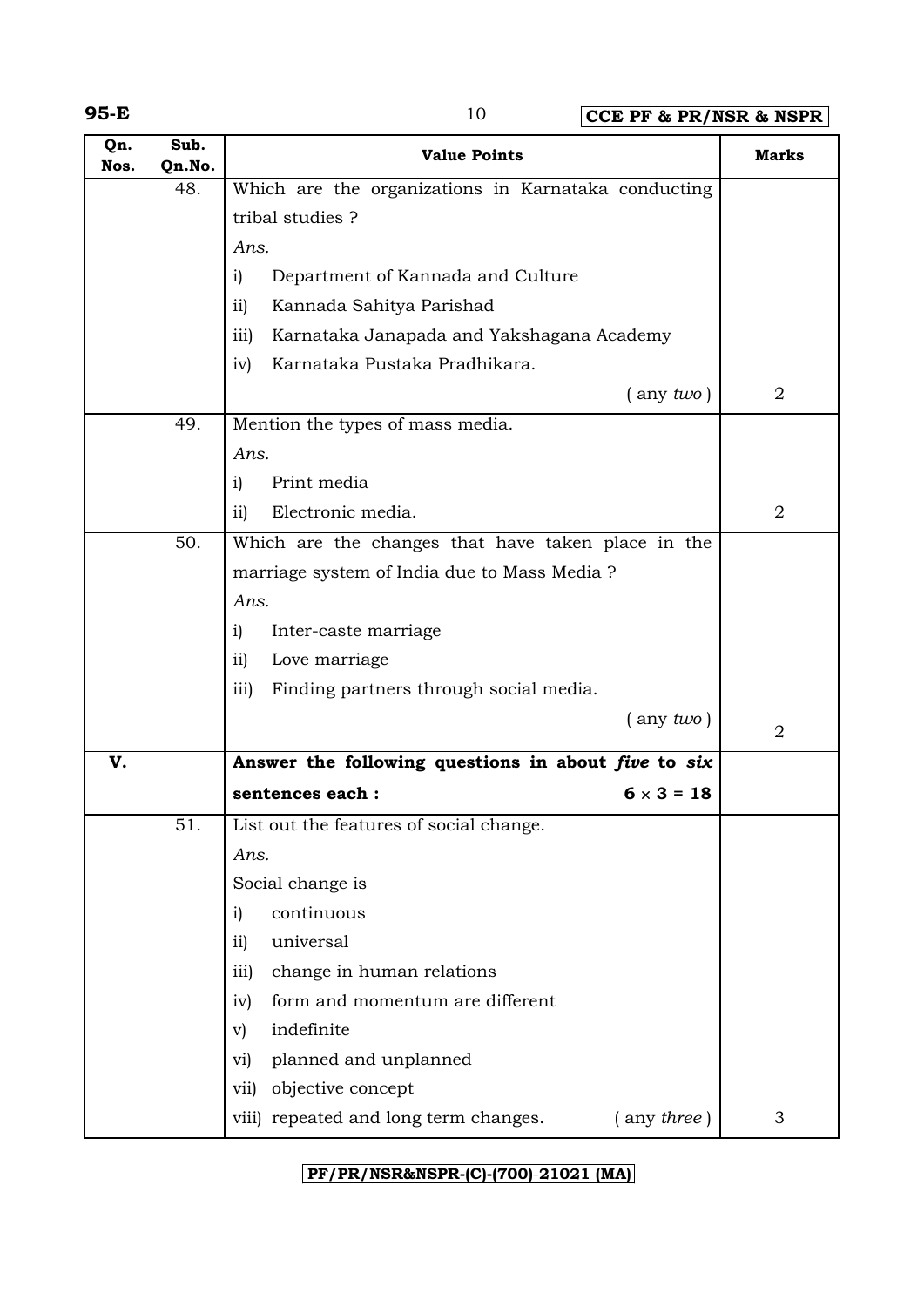| Qn. Nos. | Sub. Qn.No. | Value Points | Marks |
|---|---|---|---|
| | 48. | Which are the organizations in Karnataka conducting tribal studies ?<br>*Ans.*<br>i) Department of Kannada and Culture<br>ii) Kannada Sahitya Parishad<br>iii) Karnataka Janapada and Yakshagana Academy<br>iv) Karnataka Pustaka Pradhikara.<br>( any *two* ) | 2 |
| | 49. | Mention the types of mass media.<br>*Ans.*<br>i) Print media<br>ii) Electronic media. | 2 |
| | 50. | Which are the changes that have taken place in the marriage system of India due to Mass Media ?<br>*Ans.*<br>i) Inter-caste marriage<br>ii) Love marriage<br>iii) Finding partners through social media.<br>( any *two* ) | 2 |
| **V.** | | **Answer the following questions in about *five* to *six* sentences each :** **6 × 3 = 18** | |
| | 51. | List out the features of social change.<br>*Ans.*<br>Social change is<br>i) continuous<br>ii) universal<br>iii) change in human relations<br>iv) form and momentum are different<br>v) indefinite<br>vi) planned and unplanned<br>vii) objective concept<br>viii) repeated and long term changes. ( any *three* ) | 3 |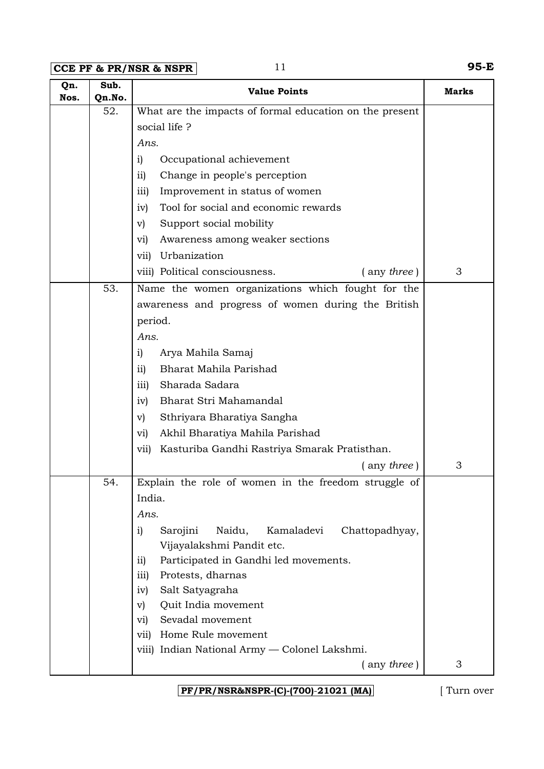| Qn. Nos. | Sub. Qn.No. | Value Points | Marks |
|---|---|---|---|
| | 52. | What are the impacts of formal education on the present social life ?<br>*Ans.*<br>i) Occupational achievement<br>ii) Change in people's perception<br>iii) Improvement in status of women<br>iv) Tool for social and economic rewards<br>v) Support social mobility<br>vi) Awareness among weaker sections<br>vii) Urbanization<br>viii) Political consciousness. ( any *three* ) | 3 |
| | 53. | Name the women organizations which fought for the awareness and progress of women during the British period.<br>*Ans.*<br>i) Arya Mahila Samaj<br>ii) Bharat Mahila Parishad<br>iii) Sharada Sadara<br>iv) Bharat Stri Mahamandal<br>v) Sthriyara Bharatiya Sangha<br>vi) Akhil Bharatiya Mahila Parishad<br>vii) Kasturiba Gandhi Rastriya Smarak Pratisthan. ( any *three* ) | 3 |
| | 54. | Explain the role of women in the freedom struggle of India.<br>*Ans.*<br>i) Sarojini Naidu, Kamaladevi Chattopadhyay, Vijayalakshmi Pandit etc.<br>ii) Participated in Gandhi led movements.<br>iii) Protests, dharnas<br>iv) Salt Satyagraha<br>v) Quit India movement<br>vi) Sevadal movement<br>vii) Home Rule movement<br>viii) Indian National Army — Colonel Lakshmi. ( any *three* ) | 3 |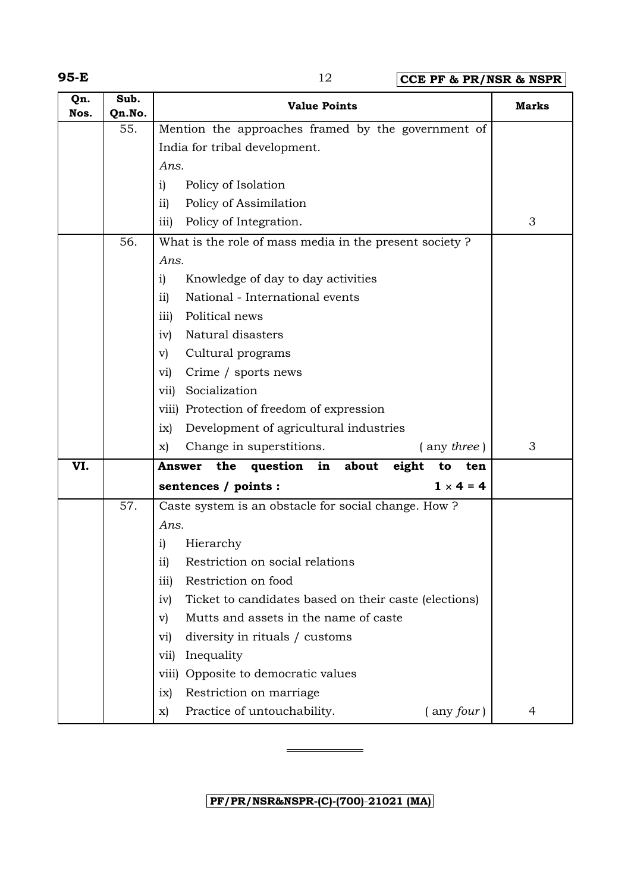| Qn. Nos. | Sub. Qn.No. | Value Points | Marks |
|---|---|---|---|
| | 55. | Mention the approaches framed by the government of India for tribal development.<br>*Ans.*<br>i) Policy of Isolation<br>ii) Policy of Assimilation<br>iii) Policy of Integration. | 3 |
| | 56. | What is the role of mass media in the present society ?<br>*Ans.*<br>i) Knowledge of day to day activities<br>ii) National - International events<br>iii) Political news<br>iv) Natural disasters<br>v) Cultural programs<br>vi) Crime / sports news<br>vii) Socialization<br>viii) Protection of freedom of expression<br>ix) Development of agricultural industries<br>x) Change in superstitions. ( any *three* ) | 3 |
| **VI.** | | **Answer the question in about eight to ten sentences / points : $1 \times 4 = 4$** | |
| | 57. | Caste system is an obstacle for social change. How ?<br>*Ans.*<br>i) Hierarchy<br>ii) Restriction on social relations<br>iii) Restriction on food<br>iv) Ticket to candidates based on their caste (elections)<br>v) Mutts and assets in the name of caste<br>vi) diversity in rituals / customs<br>vii) Inequality<br>viii) Opposite to democratic values<br>ix) Restriction on marriage<br>x) Practice of untouchability. ( any *four* ) | 4 |